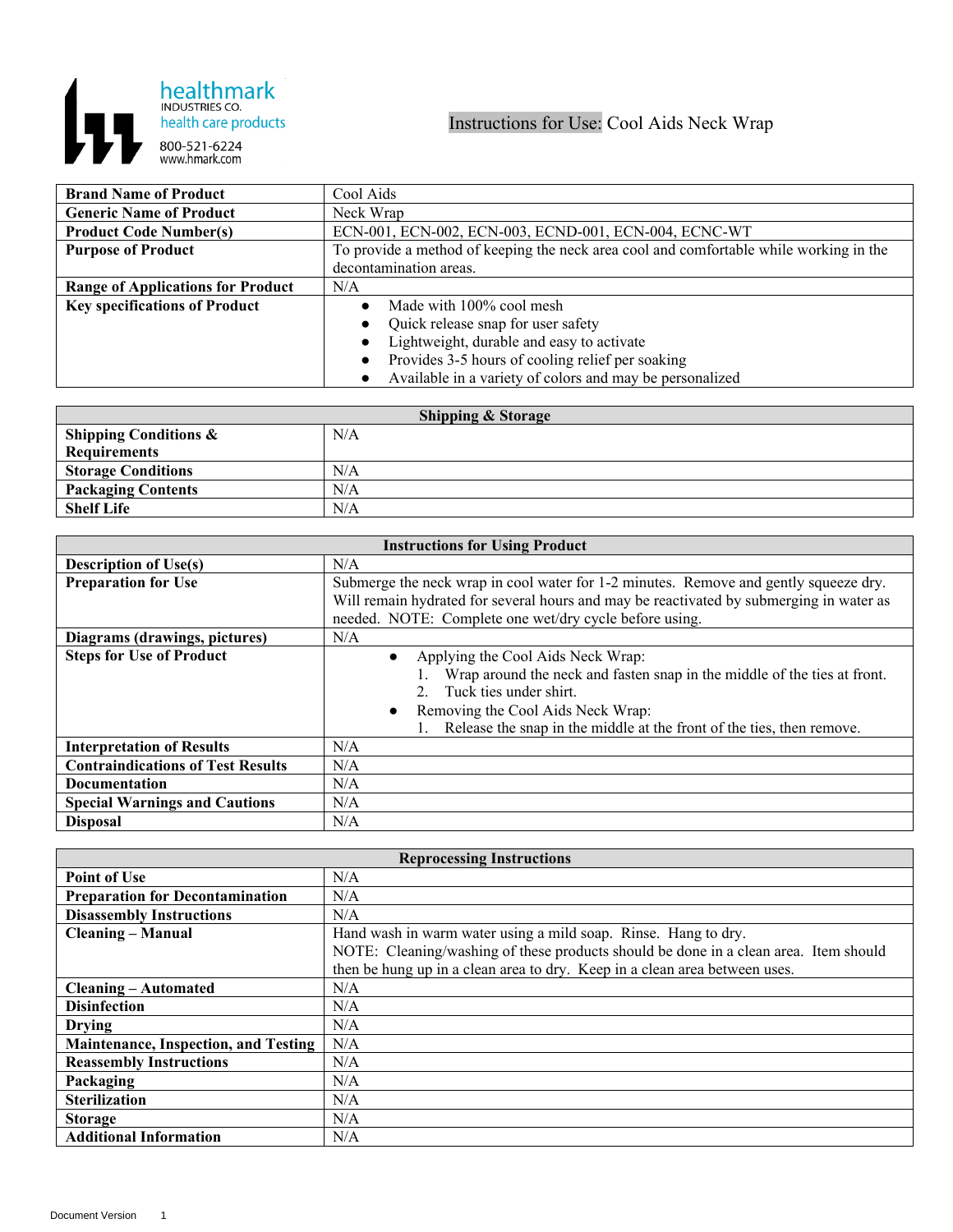healthmark
INDUSTRIES CO.
health care products
800-521-6224
www.hmark.com

# Instructions for Use: Cool Aids Neck Wrap

| | |
|---|---|
| **Brand Name of Product** | Cool Aids |
| **Generic Name of Product** | Neck Wrap |
| **Product Code Number(s)** | ECN-001, ECN-002, ECN-003, ECND-001, ECN-004, ECNC-WT |
| **Purpose of Product** | To provide a method of keeping the neck area cool and comfortable while working in the decontamination areas. |
| **Range of Applications for Product** | N/A |
| **Key specifications of Product** | • Made with 100% cool mesh<br>• Quick release snap for user safety<br>• Lightweight, durable and easy to activate<br>• Provides 3-5 hours of cooling relief per soaking<br>• Available in a variety of colors and may be personalized |

| **Shipping & Storage** | |
|---|---|
| **Shipping Conditions & Requirements** | N/A |
| **Storage Conditions** | N/A |
| **Packaging Contents** | N/A |
| **Shelf Life** | N/A |

| **Instructions for Using Product** | |
|---|---|
| **Description of Use(s)** | N/A |
| **Preparation for Use** | Submerge the neck wrap in cool water for 1-2 minutes. Remove and gently squeeze dry. Will remain hydrated for several hours and may be reactivated by submerging in water as needed. NOTE: Complete one wet/dry cycle before using. |
| **Diagrams (drawings, pictures)** | N/A |
| **Steps for Use of Product** | • Applying the Cool Aids Neck Wrap:<br>1. Wrap around the neck and fasten snap in the middle of the ties at front.<br>2. Tuck ties under shirt.<br>• Removing the Cool Aids Neck Wrap:<br>1. Release the snap in the middle at the front of the ties, then remove. |
| **Interpretation of Results** | N/A |
| **Contraindications of Test Results** | N/A |
| **Documentation** | N/A |
| **Special Warnings and Cautions** | N/A |
| **Disposal** | N/A |

| **Reprocessing Instructions** | |
|---|---|
| **Point of Use** | N/A |
| **Preparation for Decontamination** | N/A |
| **Disassembly Instructions** | N/A |
| **Cleaning – Manual** | Hand wash in warm water using a mild soap. Rinse. Hang to dry.<br>NOTE: Cleaning/washing of these products should be done in a clean area. Item should then be hung up in a clean area to dry. Keep in a clean area between uses. |
| **Cleaning – Automated** | N/A |
| **Disinfection** | N/A |
| **Drying** | N/A |
| **Maintenance, Inspection, and Testing** | N/A |
| **Reassembly Instructions** | N/A |
| **Packaging** | N/A |
| **Sterilization** | N/A |
| **Storage** | N/A |
| **Additional Information** | N/A |

Document Version 1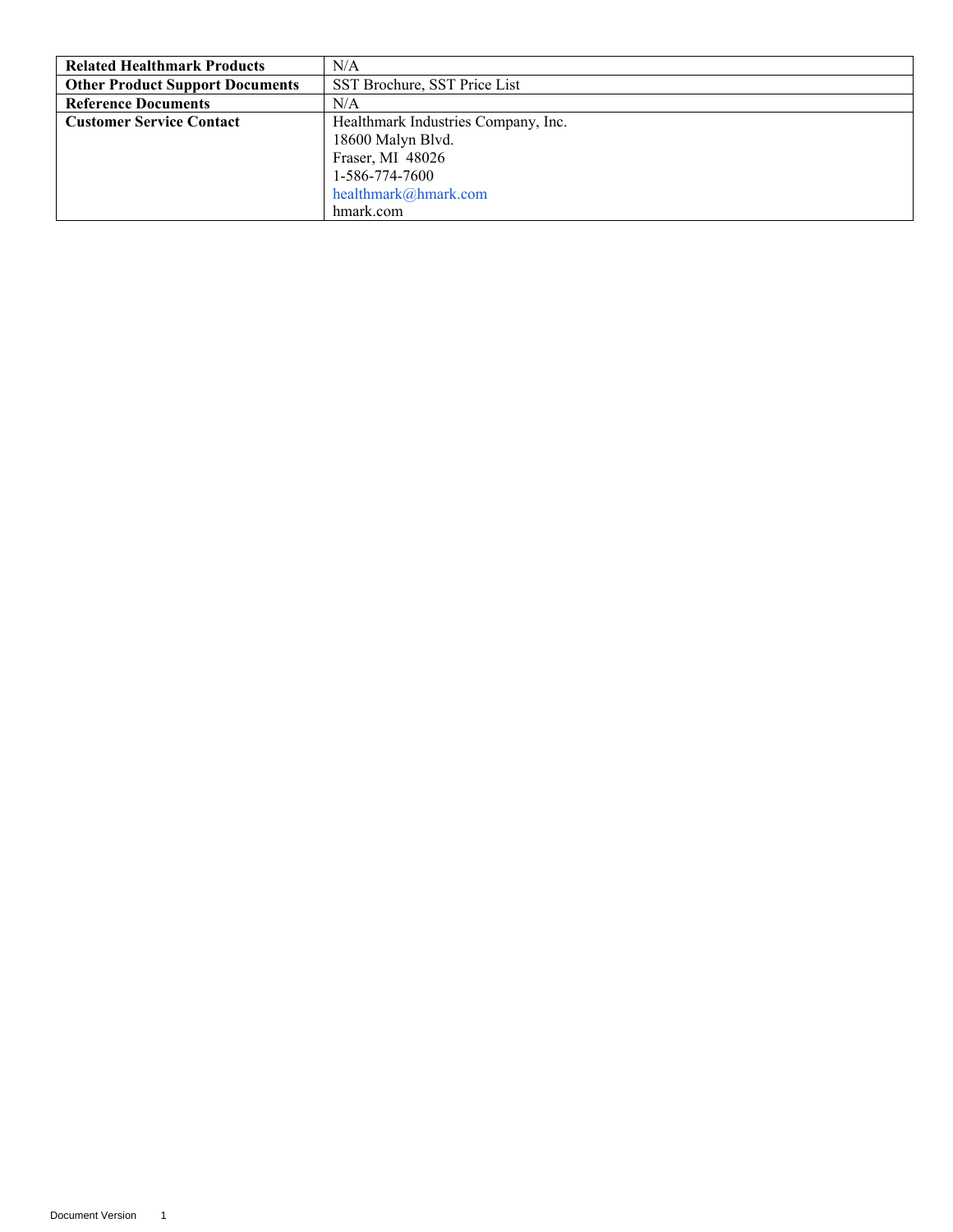| | |
|---|---|
| **Related Healthmark Products** | N/A |
| **Other Product Support Documents** | SST Brochure, SST Price List |
| **Reference Documents** | N/A |
| **Customer Service Contact** | Healthmark Industries Company, Inc.<br>18600 Malyn Blvd.<br>Fraser, MI 48026<br>1-586-774-7600<br>healthmark@hmark.com<br>hmark.com |

Document Version 1